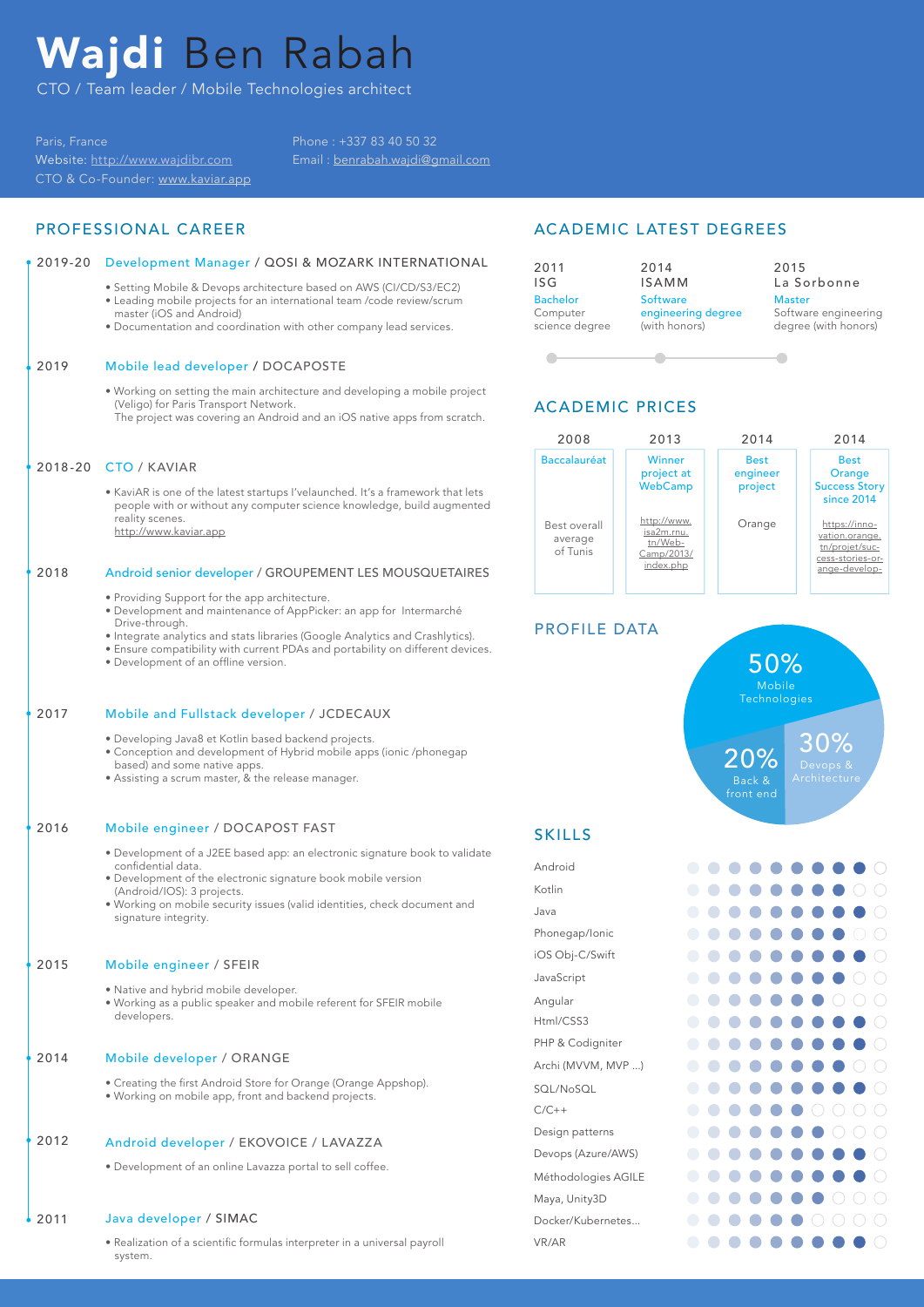# **Wajdi** Ben Rabah

CTO / Team leader / Mobile Technologies architect

Paris, France
Website: http://www.wajdibr.com
CTO & Co-Founder: www.kaviar.app

Phone : +337 83 40 50 32
Email : benrabah.wajdi@gmail.com

## PROFESSIONAL CAREER

### 2019-20 Development Manager / QOSI & MOZARK INTERNATIONAL

- Setting Mobile & Devops architecture based on AWS (CI/CD/S3/EC2)
- Leading mobile projects for an international team /code review/scrum master (iOS and Android)
- Documentation and coordination with other company lead services.

### 2019 Mobile lead developer / DOCAPOSTE

- Working on setting the main architecture and developing a mobile project (Veligo) for Paris Transport Network.
  The project was covering an Android and an iOS native apps from scratch.

### 2018-20 CTO / KAVIAR

- KaviAR is one of the latest startups I'velaunched. It's a framework that lets people with or without any computer science knowledge, build augmented reality scenes.
  http://www.kaviar.app

### 2018 Android senior developer / GROUPEMENT LES MOUSQUETAIRES

- Providing Support for the app architecture.
- Development and maintenance of AppPicker: an app for Intermarché Drive-through.
- Integrate analytics and stats libraries (Google Analytics and Crashlytics).
- Ensure compatibility with current PDAs and portability on different devices.
- Development of an offline version.

### 2017 Mobile and Fullstack developer / JCDECAUX

- Developing Java8 et Kotlin based backend projects.
- Conception and development of Hybrid mobile apps (ionic /phonegap based) and some native apps.
- Assisting a scrum master, & the release manager.

### 2016 Mobile engineer / DOCAPOST FAST

- Development of a J2EE based app: an electronic signature book to validate confidential data.
- Development of the electronic signature book mobile version (Android/IOS): 3 projects.
- Working on mobile security issues (valid identities, check document and signature integrity.

### 2015 Mobile engineer / SFEIR

- Native and hybrid mobile developer.
- Working as a public speaker and mobile referent for SFEIR mobile developers.

### 2014 Mobile developer / ORANGE

- Creating the first Android Store for Orange (Orange Appshop).
- Working on mobile app, front and backend projects.

### 2012 Android developer / EKOVOICE / LAVAZZA

- Development of an online Lavazza portal to sell coffee.

### 2011 Java developer / SIMAC

- Realization of a scientific formulas interpreter in a universal payroll system.

## ACADEMIC LATEST DEGREES

| 2011 | 2014 | 2015 |
|---|---|---|
| ISG | ISAMM | La Sorbonne |
| Bachelor Computer science degree | Software engineering degree (with honors) | Master Software engineering degree (with honors) |

## ACADEMIC PRICES

| 2008 | 2013 | 2014 | 2014 |
|---|---|---|---|
| Baccalauréat | Winner project at WebCamp | Best engineer project | Best Orange Success Story since 2014 |
| Best overall average of Tunis | http://www.isa2m.rnu.tn/Web-Camp/2013/index.php | Orange | https://inno-vation.orange.tn/projet/suc-cess-stories-or-ange-develop- |

## PROFILE DATA

- 50% Mobile Technologies
- 30% Devops & Architecture
- 20% Back & front end

## SKILLS

| Skill | Level (out of 10) |
|---|---|
| Android | 9 |
| Kotlin | 8 |
| Java | 9 |
| Phonegap/Ionic | 8 |
| iOS Obj-C/Swift | 9 |
| JavaScript | 8 |
| Angular | 7 |
| Html/CSS3 | 9 |
| PHP & Codigniter | 9 |
| Archi (MVVM, MVP ...) | 8 |
| SQL/NoSQL | 9 |
| C/C++ | 6 |
| Design patterns | 7 |
| Devops (Azure/AWS) | 9 |
| Méthodologies AGILE | 9 |
| Maya, Unity3D | 7 |
| Docker/Kubernetes... | 6 |
| VR/AR | 9 |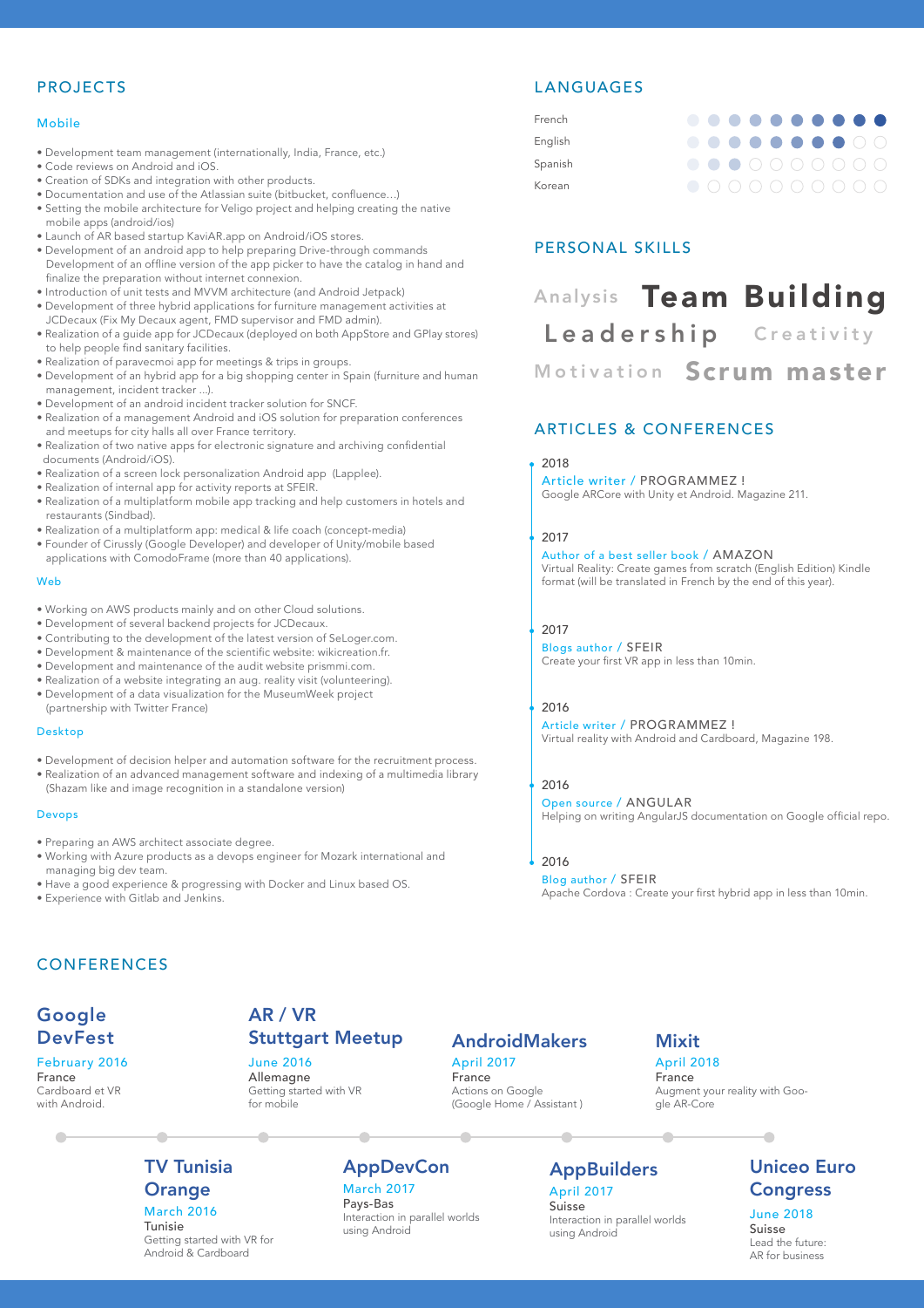## PROJECTS

### Mobile

- Development team management (internationally, India, France, etc.)
- Code reviews on Android and iOS.
- Creation of SDKs and integration with other products.
- Documentation and use of the Atlassian suite (bitbucket, confluence…)
- Setting the mobile architecture for Veligo project and helping creating the native mobile apps (android/ios)
- Launch of AR based startup KaviAR.app on Android/iOS stores.
- Development of an android app to help preparing Drive-through commands Development of an offline version of the app picker to have the catalog in hand and finalize the preparation without internet connexion.
- Introduction of unit tests and MVVM architecture (and Android Jetpack)
- Development of three hybrid applications for furniture management activities at JCDecaux (Fix My Decaux agent, FMD supervisor and FMD admin).
- Realization of a guide app for JCDecaux (deployed on both AppStore and GPlay stores) to help people find sanitary facilities.
- Realization of paravecmoi app for meetings & trips in groups.
- Development of an hybrid app for a big shopping center in Spain (furniture and human management, incident tracker ...).
- Development of an android incident tracker solution for SNCF.
- Realization of a management Android and iOS solution for preparation conferences and meetups for city halls all over France territory.
- Realization of two native apps for electronic signature and archiving confidential documents (Android/iOS).
- Realization of a screen lock personalization Android app (Lapplee).
- Realization of internal app for activity reports at SFEIR.
- Realization of a multiplatform mobile app tracking and help customers in hotels and restaurants (Sindbad).
- Realization of a multiplatform app: medical & life coach (concept-media)
- Founder of Cirussly (Google Developer) and developer of Unity/mobile based applications with ComodoFrame (more than 40 applications).

### Web

- Working on AWS products mainly and on other Cloud solutions.
- Development of several backend projects for JCDecaux.
- Contributing to the development of the latest version of SeLoger.com.
- Development & maintenance of the scientific website: wikicreation.fr.
- Development and maintenance of the audit website prismmi.com.
- Realization of a website integrating an aug. reality visit (volunteering).
- Development of a data visualization for the MuseumWeek project (partnership with Twitter France)

### Desktop

- Development of decision helper and automation software for the recruitment process.
- Realization of an advanced management software and indexing of a multimedia library (Shazam like and image recognition in a standalone version)

### Devops

- Preparing an AWS architect associate degree.
- Working with Azure products as a devops engineer for Mozark international and managing big dev team.
- Have a good experience & progressing with Docker and Linux based OS.
- Experience with Gitlab and Jenkins.

## LANGUAGES

| Language | Level |
|---|---|
| French | 10/10 |
| English | 8/10 |
| Spanish | 3/10 |
| Korean | 1/10 |

## PERSONAL SKILLS

Analysis · **Team Building** · **Leadership** · Creativity · Motivation · **Scrum master**

## ARTICLES & CONFERENCES

**2018**
Article writer / PROGRAMMEZ !
Google ARCore with Unity et Android. Magazine 211.

**2017**
Author of a best seller book / AMAZON
Virtual Reality: Create games from scratch (English Edition) Kindle format (will be translated in French by the end of this year).

**2017**
Blogs author / SFEIR
Create your first VR app in less than 10min.

**2016**
Article writer / PROGRAMMEZ !
Virtual reality with Android and Cardboard, Magazine 198.

**2016**
Open source / ANGULAR
Helping on writing AngularJS documentation on Google official repo.

**2016**
Blog author / SFEIR
Apache Cordova : Create your first hybrid app in less than 10min.

## CONFERENCES

**Google DevFest**
February 2016
France
Cardboard et VR with Android.

**TV Tunisia Orange**
March 2016
Tunisie
Getting started with VR for Android & Cardboard

**AR / VR Stuttgart Meetup**
June 2016
Allemagne
Getting started with VR for mobile

**AppDevCon**
March 2017
Pays-Bas
Interaction in parallel worlds using Android

**AndroidMakers**
April 2017
France
Actions on Google (Google Home / Assistant )

**AppBuilders**
April 2017
Suisse
Interaction in parallel worlds using Android

**Mixit**
April 2018
France
Augment your reality with Google AR-Core

**Uniceo Euro Congress**
June 2018
Suisse
Lead the future: AR for business